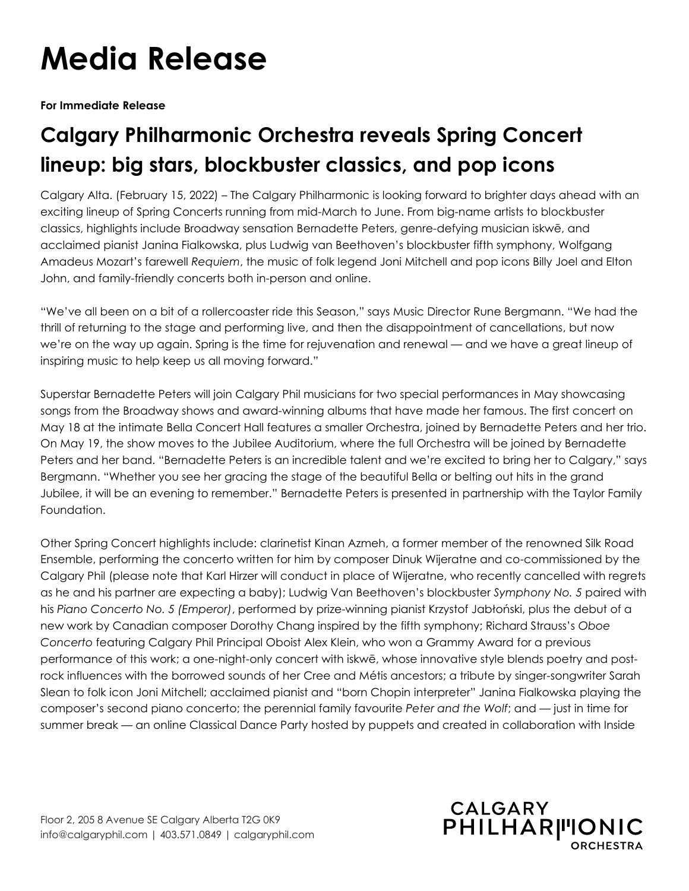# Media Release

**For Immediate Release**

## Calgary Philharmonic Orchestra reveals Spring Concert lineup: big stars, blockbuster classics, and pop icons

Calgary Alta. (February 15, 2022) – The Calgary Philharmonic is looking forward to brighter days ahead with an exciting lineup of Spring Concerts running from mid-March to June. From big-name artists to blockbuster classics, highlights include Broadway sensation Bernadette Peters, genre-defying musician iskwē, and acclaimed pianist Janina Fialkowska, plus Ludwig van Beethoven's blockbuster fifth symphony, Wolfgang Amadeus Mozart's farewell *Requiem*, the music of folk legend Joni Mitchell and pop icons Billy Joel and Elton John, and family-friendly concerts both in-person and online.

"We've all been on a bit of a rollercoaster ride this Season," says Music Director Rune Bergmann. "We had the thrill of returning to the stage and performing live, and then the disappointment of cancellations, but now we're on the way up again. Spring is the time for rejuvenation and renewal — and we have a great lineup of inspiring music to help keep us all moving forward."

Superstar Bernadette Peters will join Calgary Phil musicians for two special performances in May showcasing songs from the Broadway shows and award-winning albums that have made her famous. The first concert on May 18 at the intimate Bella Concert Hall features a smaller Orchestra, joined by Bernadette Peters and her trio. On May 19, the show moves to the Jubilee Auditorium, where the full Orchestra will be joined by Bernadette Peters and her band. "Bernadette Peters is an incredible talent and we're excited to bring her to Calgary," says Bergmann. "Whether you see her gracing the stage of the beautiful Bella or belting out hits in the grand Jubilee, it will be an evening to remember." Bernadette Peters is presented in partnership with the Taylor Family Foundation.

Other Spring Concert highlights include: clarinetist Kinan Azmeh, a former member of the renowned Silk Road Ensemble, performing the concerto written for him by composer Dinuk Wijeratne and co-commissioned by the Calgary Phil (please note that Karl Hirzer will conduct in place of Wijeratne, who recently cancelled with regrets as he and his partner are expecting a baby); Ludwig Van Beethoven's blockbuster *Symphony No. 5* paired with his *Piano Concerto No. 5 (Emperor)*, performed by prize-winning pianist Krzystof Jabłoński, plus the debut of a new work by Canadian composer Dorothy Chang inspired by the fifth symphony; Richard Strauss's *Oboe Concerto* featuring Calgary Phil Principal Oboist Alex Klein, who won a Grammy Award for a previous performance of this work; a one-night-only concert with iskwē, whose innovative style blends poetry and post-rock influences with the borrowed sounds of her Cree and Métis ancestors; a tribute by singer-songwriter Sarah Slean to folk icon Joni Mitchell; acclaimed pianist and "born Chopin interpreter" Janina Fialkowska playing the composer's second piano concerto; the perennial family favourite *Peter and the Wolf*; and — just in time for summer break — an online Classical Dance Party hosted by puppets and created in collaboration with Inside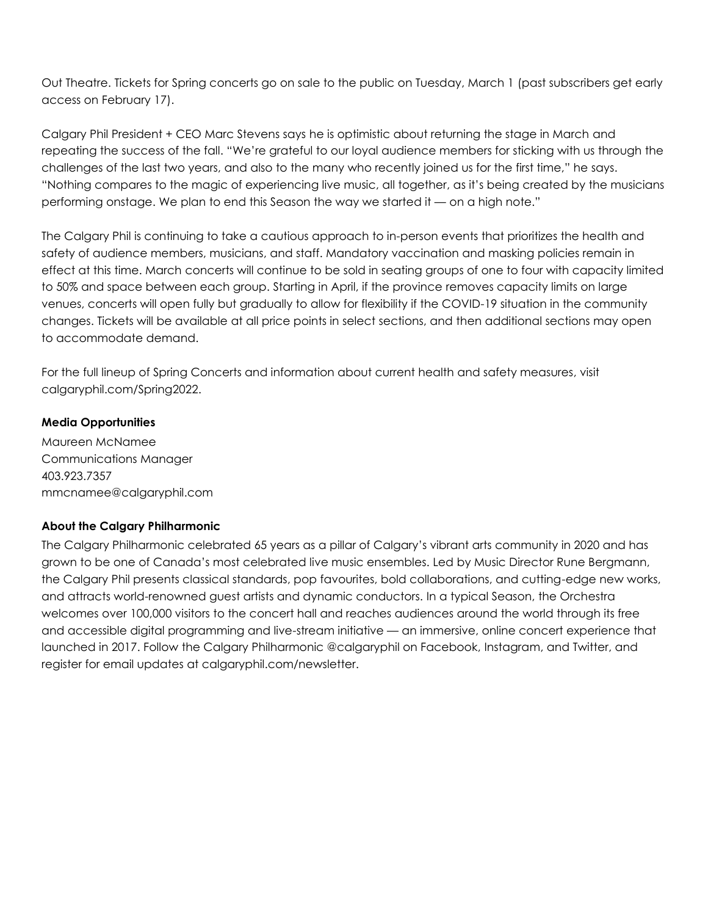Out Theatre. Tickets for Spring concerts go on sale to the public on Tuesday, March 1 (past subscribers get early access on February 17).

Calgary Phil President + CEO Marc Stevens says he is optimistic about returning the stage in March and repeating the success of the fall. "We're grateful to our loyal audience members for sticking with us through the challenges of the last two years, and also to the many who recently joined us for the first time," he says. "Nothing compares to the magic of experiencing live music, all together, as it's being created by the musicians performing onstage. We plan to end this Season the way we started it — on a high note."

The Calgary Phil is continuing to take a cautious approach to in-person events that prioritizes the health and safety of audience members, musicians, and staff. Mandatory vaccination and masking policies remain in effect at this time. March concerts will continue to be sold in seating groups of one to four with capacity limited to 50% and space between each group. Starting in April, if the province removes capacity limits on large venues, concerts will open fully but gradually to allow for flexibility if the COVID-19 situation in the community changes. Tickets will be available at all price points in select sections, and then additional sections may open to accommodate demand.

For the full lineup of Spring Concerts and information about current health and safety measures, visit calgaryphil.com/Spring2022.

**Media Opportunities**

Maureen McNamee
Communications Manager
403.923.7357
mmcnamee@calgaryphil.com

**About the Calgary Philharmonic**

The Calgary Philharmonic celebrated 65 years as a pillar of Calgary's vibrant arts community in 2020 and has grown to be one of Canada's most celebrated live music ensembles. Led by Music Director Rune Bergmann, the Calgary Phil presents classical standards, pop favourites, bold collaborations, and cutting-edge new works, and attracts world-renowned guest artists and dynamic conductors. In a typical Season, the Orchestra welcomes over 100,000 visitors to the concert hall and reaches audiences around the world through its free and accessible digital programming and live-stream initiative — an immersive, online concert experience that launched in 2017. Follow the Calgary Philharmonic @calgaryphil on Facebook, Instagram, and Twitter, and register for email updates at calgaryphil.com/newsletter.